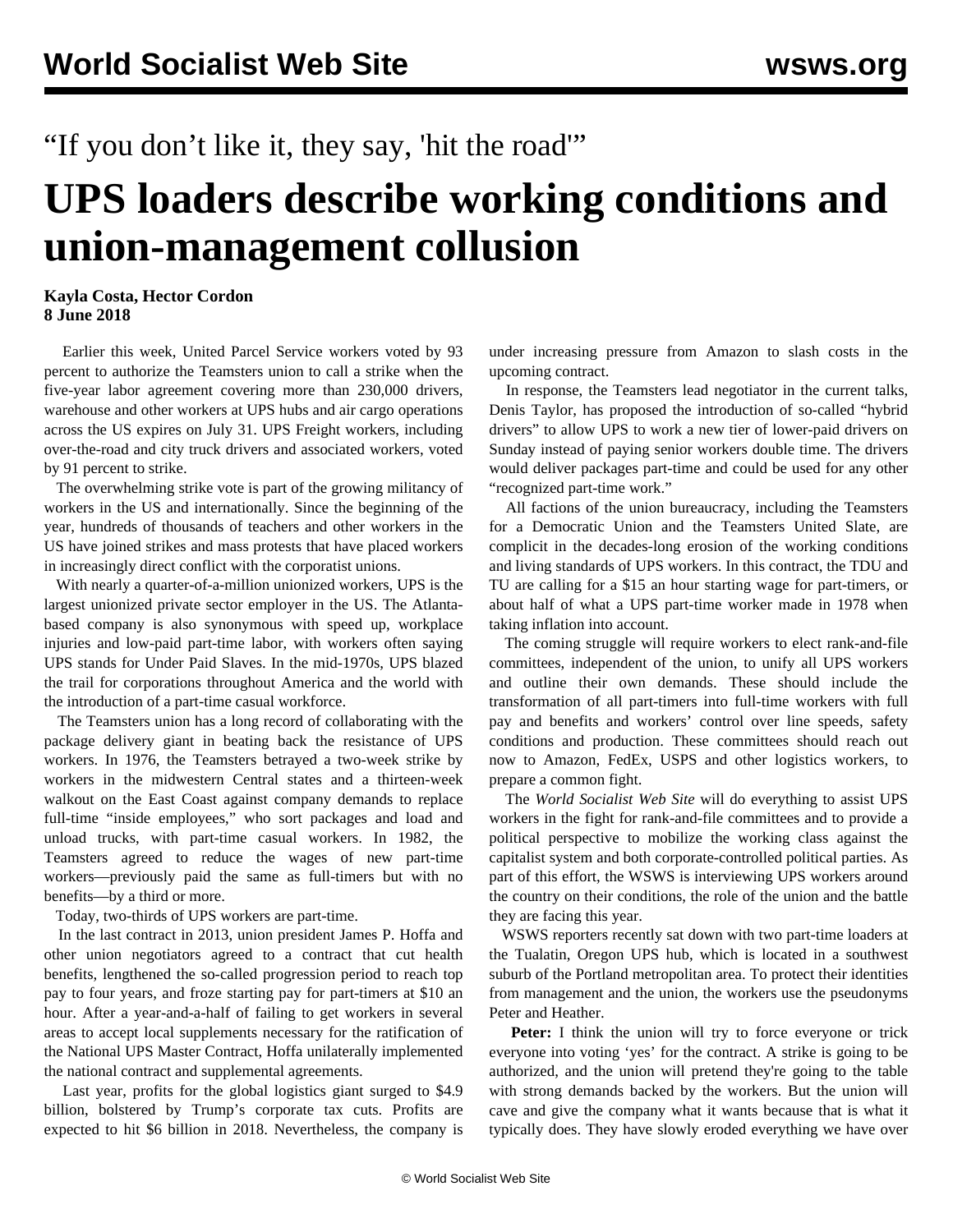“If you don’t like it, they say, 'hit the road'”

# UPS loaders describe working conditions and union-management collusion

**Kayla Costa, Hector Cordon**
**8 June 2018**

Earlier this week, United Parcel Service workers voted by 93 percent to authorize the Teamsters union to call a strike when the five-year labor agreement covering more than 230,000 drivers, warehouse and other workers at UPS hubs and air cargo operations across the US expires on July 31. UPS Freight workers, including over-the-road and city truck drivers and associated workers, voted by 91 percent to strike.

The overwhelming strike vote is part of the growing militancy of workers in the US and internationally. Since the beginning of the year, hundreds of thousands of teachers and other workers in the US have joined strikes and mass protests that have placed workers in increasingly direct conflict with the corporatist unions.

With nearly a quarter-of-a-million unionized workers, UPS is the largest unionized private sector employer in the US. The Atlanta-based company is also synonymous with speed up, workplace injuries and low-paid part-time labor, with workers often saying UPS stands for Under Paid Slaves. In the mid-1970s, UPS blazed the trail for corporations throughout America and the world with the introduction of a part-time casual workforce.

The Teamsters union has a long record of collaborating with the package delivery giant in beating back the resistance of UPS workers. In 1976, the Teamsters betrayed a two-week strike by workers in the midwestern Central states and a thirteen-week walkout on the East Coast against company demands to replace full-time “inside employees,” who sort packages and load and unload trucks, with part-time casual workers. In 1982, the Teamsters agreed to reduce the wages of new part-time workers—previously paid the same as full-timers but with no benefits—by a third or more.

Today, two-thirds of UPS workers are part-time.

In the last contract in 2013, union president James P. Hoffa and other union negotiators agreed to a contract that cut health benefits, lengthened the so-called progression period to reach top pay to four years, and froze starting pay for part-timers at $10 an hour. After a year-and-a-half of failing to get workers in several areas to accept local supplements necessary for the ratification of the National UPS Master Contract, Hoffa unilaterally implemented the national contract and supplemental agreements.

Last year, profits for the global logistics giant surged to $4.9 billion, bolstered by Trump’s corporate tax cuts. Profits are expected to hit $6 billion in 2018. Nevertheless, the company is under increasing pressure from Amazon to slash costs in the upcoming contract.

In response, the Teamsters lead negotiator in the current talks, Denis Taylor, has proposed the introduction of so-called “hybrid drivers” to allow UPS to work a new tier of lower-paid drivers on Sunday instead of paying senior workers double time. The drivers would deliver packages part-time and could be used for any other “recognized part-time work.”

All factions of the union bureaucracy, including the Teamsters for a Democratic Union and the Teamsters United Slate, are complicit in the decades-long erosion of the working conditions and living standards of UPS workers. In this contract, the TDU and TU are calling for a $15 an hour starting wage for part-timers, or about half of what a UPS part-time worker made in 1978 when taking inflation into account.

The coming struggle will require workers to elect rank-and-file committees, independent of the union, to unify all UPS workers and outline their own demands. These should include the transformation of all part-timers into full-time workers with full pay and benefits and workers’ control over line speeds, safety conditions and production. These committees should reach out now to Amazon, FedEx, USPS and other logistics workers, to prepare a common fight.

The *World Socialist Web Site* will do everything to assist UPS workers in the fight for rank-and-file committees and to provide a political perspective to mobilize the working class against the capitalist system and both corporate-controlled political parties. As part of this effort, the WSWS is interviewing UPS workers around the country on their conditions, the role of the union and the battle they are facing this year.

WSWS reporters recently sat down with two part-time loaders at the Tualatin, Oregon UPS hub, which is located in a southwest suburb of the Portland metropolitan area. To protect their identities from management and the union, the workers use the pseudonyms Peter and Heather.

**Peter:** I think the union will try to force everyone or trick everyone into voting ‘yes’ for the contract. A strike is going to be authorized, and the union will pretend they're going to the table with strong demands backed by the workers. But the union will cave and give the company what it wants because that is what it typically does. They have slowly eroded everything we have over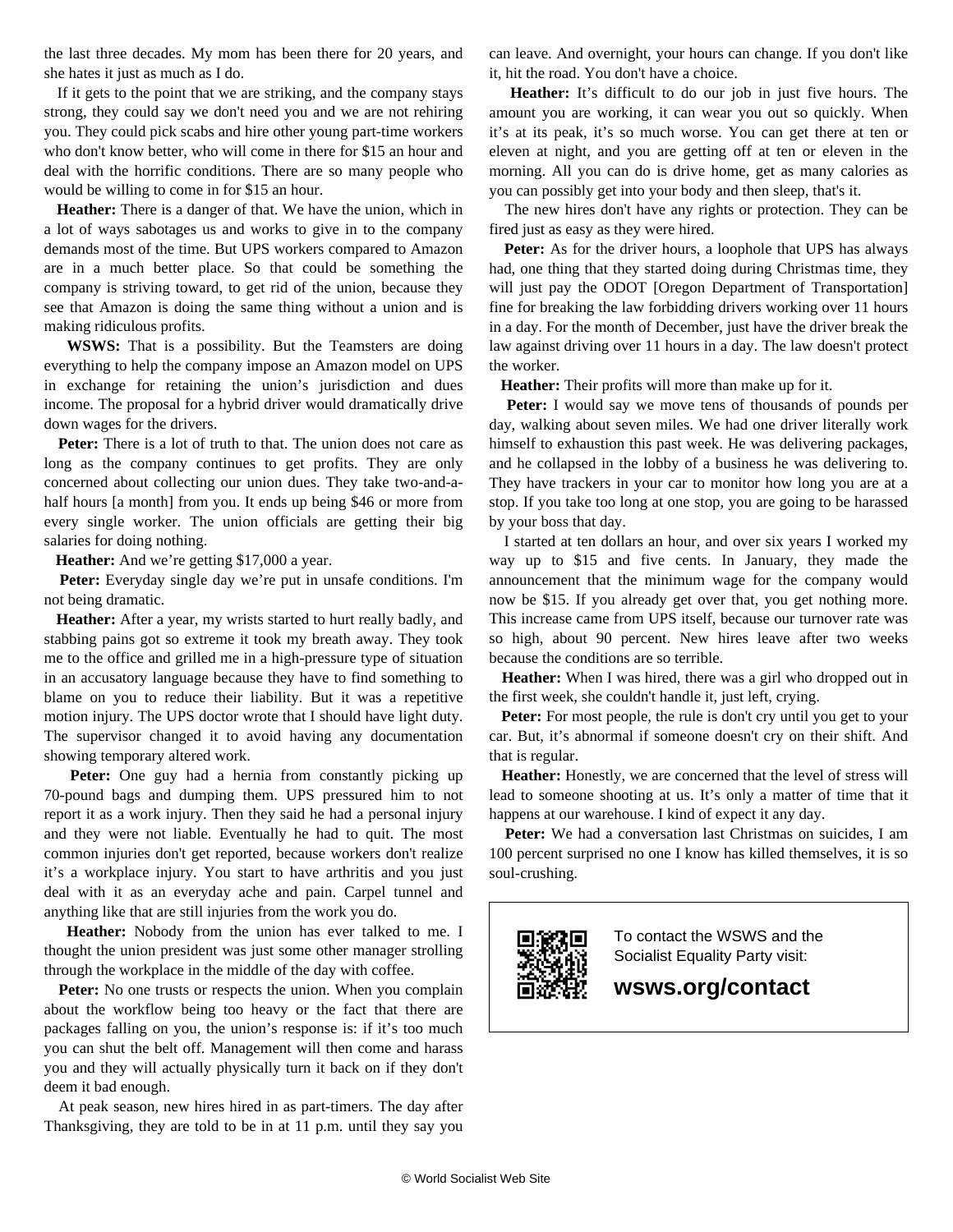the last three decades. My mom has been there for 20 years, and she hates it just as much as I do.

If it gets to the point that we are striking, and the company stays strong, they could say we don't need you and we are not rehiring you. They could pick scabs and hire other young part-time workers who don't know better, who will come in there for $15 an hour and deal with the horrific conditions. There are so many people who would be willing to come in for $15 an hour.

**Heather:** There is a danger of that. We have the union, which in a lot of ways sabotages us and works to give in to the company demands most of the time. But UPS workers compared to Amazon are in a much better place. So that could be something the company is striving toward, to get rid of the union, because they see that Amazon is doing the same thing without a union and is making ridiculous profits.

**WSWS:** That is a possibility. But the Teamsters are doing everything to help the company impose an Amazon model on UPS in exchange for retaining the union's jurisdiction and dues income. The proposal for a hybrid driver would dramatically drive down wages for the drivers.

**Peter:** There is a lot of truth to that. The union does not care as long as the company continues to get profits. They are only concerned about collecting our union dues. They take two-and-a-half hours [a month] from you. It ends up being $46 or more from every single worker. The union officials are getting their big salaries for doing nothing.

**Heather:** And we're getting $17,000 a year.

**Peter:** Everyday single day we're put in unsafe conditions. I'm not being dramatic.

**Heather:** After a year, my wrists started to hurt really badly, and stabbing pains got so extreme it took my breath away. They took me to the office and grilled me in a high-pressure type of situation in an accusatory language because they have to find something to blame on you to reduce their liability. But it was a repetitive motion injury. The UPS doctor wrote that I should have light duty. The supervisor changed it to avoid having any documentation showing temporary altered work.

**Peter:** One guy had a hernia from constantly picking up 70-pound bags and dumping them. UPS pressured him to not report it as a work injury. Then they said he had a personal injury and they were not liable. Eventually he had to quit. The most common injuries don't get reported, because workers don't realize it's a workplace injury. You start to have arthritis and you just deal with it as an everyday ache and pain. Carpel tunnel and anything like that are still injuries from the work you do.

**Heather:** Nobody from the union has ever talked to me. I thought the union president was just some other manager strolling through the workplace in the middle of the day with coffee.

**Peter:** No one trusts or respects the union. When you complain about the workflow being too heavy or the fact that there are packages falling on you, the union's response is: if it's too much you can shut the belt off. Management will then come and harass you and they will actually physically turn it back on if they don't deem it bad enough.

At peak season, new hires hired in as part-timers. The day after Thanksgiving, they are told to be in at 11 p.m. until they say you can leave. And overnight, your hours can change. If you don't like it, hit the road. You don't have a choice.

**Heather:** It's difficult to do our job in just five hours. The amount you are working, it can wear you out so quickly. When it's at its peak, it's so much worse. You can get there at ten or eleven at night, and you are getting off at ten or eleven in the morning. All you can do is drive home, get as many calories as you can possibly get into your body and then sleep, that's it.

The new hires don't have any rights or protection. They can be fired just as easy as they were hired.

**Peter:** As for the driver hours, a loophole that UPS has always had, one thing that they started doing during Christmas time, they will just pay the ODOT [Oregon Department of Transportation] fine for breaking the law forbidding drivers working over 11 hours in a day. For the month of December, just have the driver break the law against driving over 11 hours in a day. The law doesn't protect the worker.

**Heather:** Their profits will more than make up for it.

**Peter:** I would say we move tens of thousands of pounds per day, walking about seven miles. We had one driver literally work himself to exhaustion this past week. He was delivering packages, and he collapsed in the lobby of a business he was delivering to. They have trackers in your car to monitor how long you are at a stop. If you take too long at one stop, you are going to be harassed by your boss that day.

I started at ten dollars an hour, and over six years I worked my way up to $15 and five cents. In January, they made the announcement that the minimum wage for the company would now be $15. If you already get over that, you get nothing more. This increase came from UPS itself, because our turnover rate was so high, about 90 percent. New hires leave after two weeks because the conditions are so terrible.

**Heather:** When I was hired, there was a girl who dropped out in the first week, she couldn't handle it, just left, crying.

**Peter:** For most people, the rule is don't cry until you get to your car. But, it's abnormal if someone doesn't cry on their shift. And that is regular.

**Heather:** Honestly, we are concerned that the level of stress will lead to someone shooting at us. It's only a matter of time that it happens at our warehouse. I kind of expect it any day.

**Peter:** We had a conversation last Christmas on suicides, I am 100 percent surprised no one I know has killed themselves, it is so soul-crushing.

To contact the WSWS and the Socialist Equality Party visit:

**wsws.org/contact**